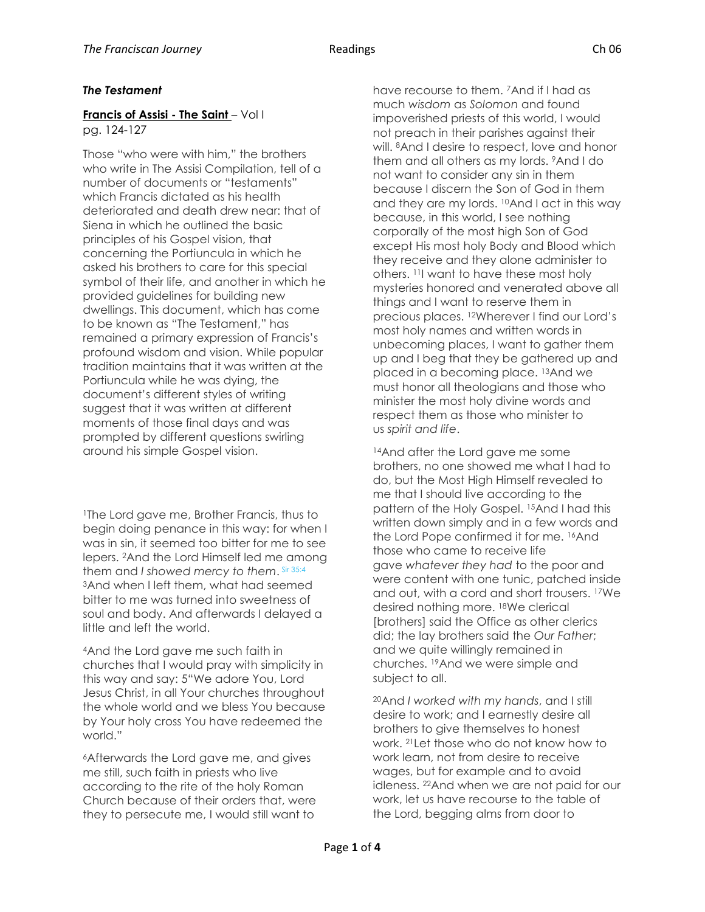### *The Testament*

**Francis of Assisi - The Saint** – Vol I
pg. 124-127

Those "who were with him," the brothers who write in The Assisi Compilation, tell of a number of documents or "testaments" which Francis dictated as his health deteriorated and death drew near: that of Siena in which he outlined the basic principles of his Gospel vision, that concerning the Portiuncula in which he asked his brothers to care for this special symbol of their life, and another in which he provided guidelines for building new dwellings. This document, which has come to be known as "The Testament," has remained a primary expression of Francis's profound wisdom and vision. While popular tradition maintains that it was written at the Portiuncula while he was dying, the document's different styles of writing suggest that it was written at different moments of those final days and was prompted by different questions swirling around his simple Gospel vision.

[1]The Lord gave me, Brother Francis, thus to begin doing penance in this way: for when I was in sin, it seemed too bitter for me to see lepers. [2]And the Lord Himself led me among them and *I showed mercy to them*. Sir 35:4 [3]And when I left them, what had seemed bitter to me was turned into sweetness of soul and body. And afterwards I delayed a little and left the world.

[4]And the Lord gave me such faith in churches that I would pray with simplicity in this way and say: [5]"We adore You, Lord Jesus Christ, in all Your churches throughout the whole world and we bless You because by Your holy cross You have redeemed the world."

[6]Afterwards the Lord gave me, and gives me still, such faith in priests who live according to the rite of the holy Roman Church because of their orders that, were they to persecute me, I would still want to have recourse to them. [7]And if I had as much *wisdom* as *Solomon* and found impoverished priests of this world, I would not preach in their parishes against their will. [8]And I desire to respect, love and honor them and all others as my lords. [9]And I do not want to consider any sin in them because I discern the Son of God in them and they are my lords. [10]And I act in this way because, in this world, I see nothing corporally of the most high Son of God except His most holy Body and Blood which they receive and they alone administer to others. [11]I want to have these most holy mysteries honored and venerated above all things and I want to reserve them in precious places. [12]Wherever I find our Lord's most holy names and written words in unbecoming places, I want to gather them up and I beg that they be gathered up and placed in a becoming place. [13]And we must honor all theologians and those who minister the most holy divine words and respect them as those who minister to us *spirit and life*.

[14]And after the Lord gave me some brothers, no one showed me what I had to do, but the Most High Himself revealed to me that I should live according to the pattern of the Holy Gospel. [15]And I had this written down simply and in a few words and the Lord Pope confirmed it for me. [16]And those who came to receive life gave *whatever they had* to the poor and were content with one tunic, patched inside and out, with a cord and short trousers. [17]We desired nothing more. [18]We clerical [brothers] said the Office as other clerics did; the lay brothers said the *Our Father*; and we quite willingly remained in churches. [19]And we were simple and subject to all.

[20]And *I worked with my hands*, and I still desire to work; and I earnestly desire all brothers to give themselves to honest work. [21]Let those who do not know how to work learn, not from desire to receive wages, but for example and to avoid idleness. [22]And when we are not paid for our work, let us have recourse to the table of the Lord, begging alms from door to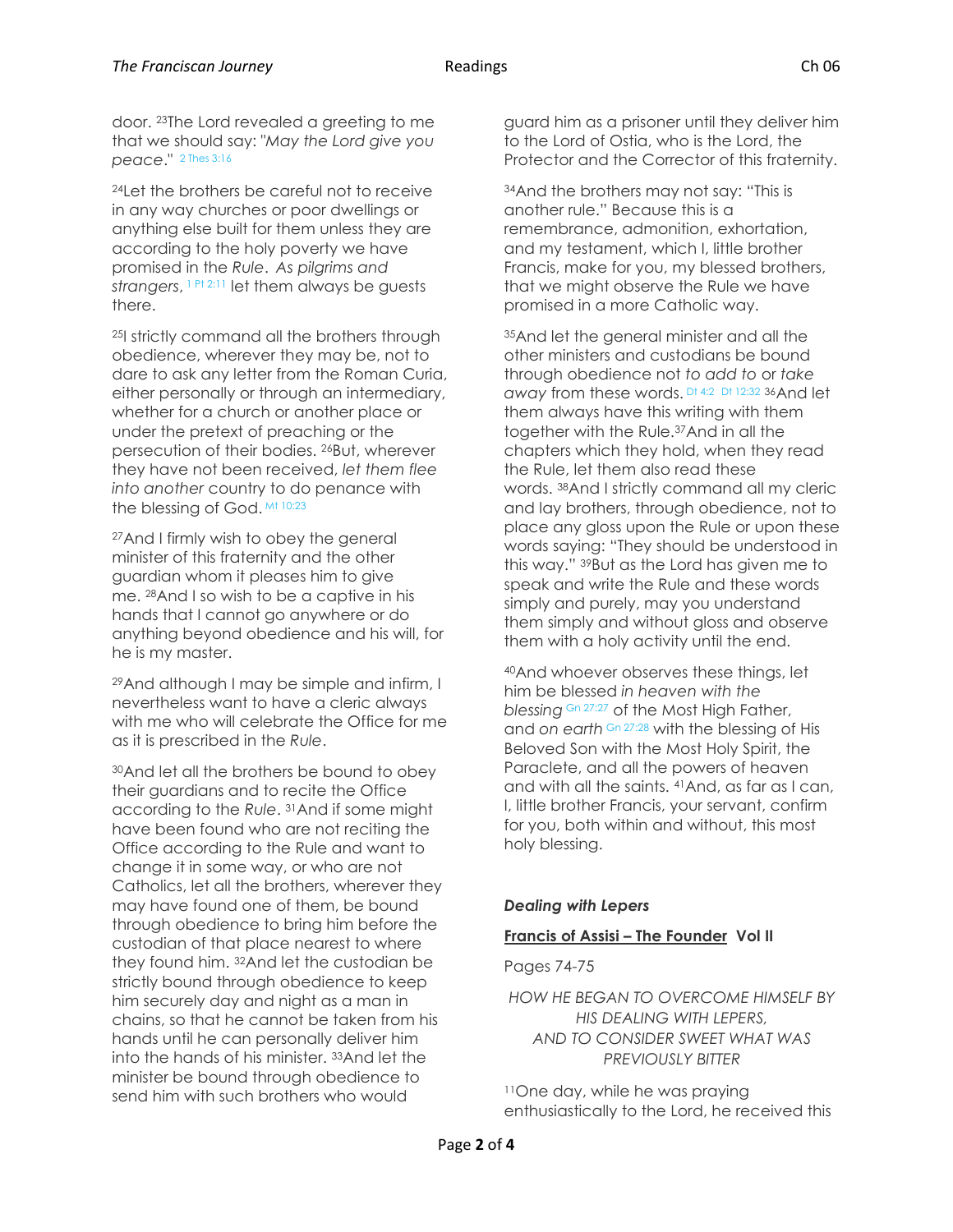door. [23]The Lord revealed a greeting to me that we should say: "*May the Lord give you peace*." [2 Thes 3:16]

[24]Let the brothers be careful not to receive in any way churches or poor dwellings or anything else built for them unless they are according to the holy poverty we have promised in the *Rule*. *As pilgrims and strangers*, [1 Pt 2:11] let them always be guests there.

[25]I strictly command all the brothers through obedience, wherever they may be, not to dare to ask any letter from the Roman Curia, either personally or through an intermediary, whether for a church or another place or under the pretext of preaching or the persecution of their bodies. [26]But, wherever they have not been received, *let them flee into another* country to do penance with the blessing of God. [Mt 10:23]

[27]And I firmly wish to obey the general minister of this fraternity and the other guardian whom it pleases him to give me. [28]And I so wish to be a captive in his hands that I cannot go anywhere or do anything beyond obedience and his will, for he is my master.

[29]And although I may be simple and infirm, I nevertheless want to have a cleric always with me who will celebrate the Office for me as it is prescribed in the *Rule*.

[30]And let all the brothers be bound to obey their guardians and to recite the Office according to the *Rule*. [31]And if some might have been found who are not reciting the Office according to the Rule and want to change it in some way, or who are not Catholics, let all the brothers, wherever they may have found one of them, be bound through obedience to bring him before the custodian of that place nearest to where they found him. [32]And let the custodian be strictly bound through obedience to keep him securely day and night as a man in chains, so that he cannot be taken from his hands until he can personally deliver him into the hands of his minister. [33]And let the minister be bound through obedience to send him with such brothers who would guard him as a prisoner until they deliver him to the Lord of Ostia, who is the Lord, the Protector and the Corrector of this fraternity.

[34]And the brothers may not say: "This is another rule." Because this is a remembrance, admonition, exhortation, and my testament, which I, little brother Francis, make for you, my blessed brothers, that we might observe the Rule we have promised in a more Catholic way.

[35]And let the general minister and all the other ministers and custodians be bound through obedience not *to add to* or *take away* from these words. [Dt 4:2] [Dt 12:32] [36]And let them always have this writing with them together with the Rule.[37]And in all the chapters which they hold, when they read the Rule, let them also read these words. [38]And I strictly command all my cleric and lay brothers, through obedience, not to place any gloss upon the Rule or upon these words saying: "They should be understood in this way." [39]But as the Lord has given me to speak and write the Rule and these words simply and purely, may you understand them simply and without gloss and observe them with a holy activity until the end.

[40]And whoever observes these things, let him be blessed *in heaven with the blessing* [Gn 27:27] of the Most High Father, and *on earth* [Gn 27:28] with the blessing of His Beloved Son with the Most Holy Spirit, the Paraclete, and all the powers of heaven and with all the saints. [41]And, as far as I can, I, little brother Francis, your servant, confirm for you, both within and without, this most holy blessing.

### *Dealing with Lepers*

**Francis of Assisi – The Founder Vol II**

Pages 74-75

*HOW HE BEGAN TO OVERCOME HIMSELF BY HIS DEALING WITH LEPERS, AND TO CONSIDER SWEET WHAT WAS PREVIOUSLY BITTER*

[11]One day, while he was praying enthusiastically to the Lord, he received this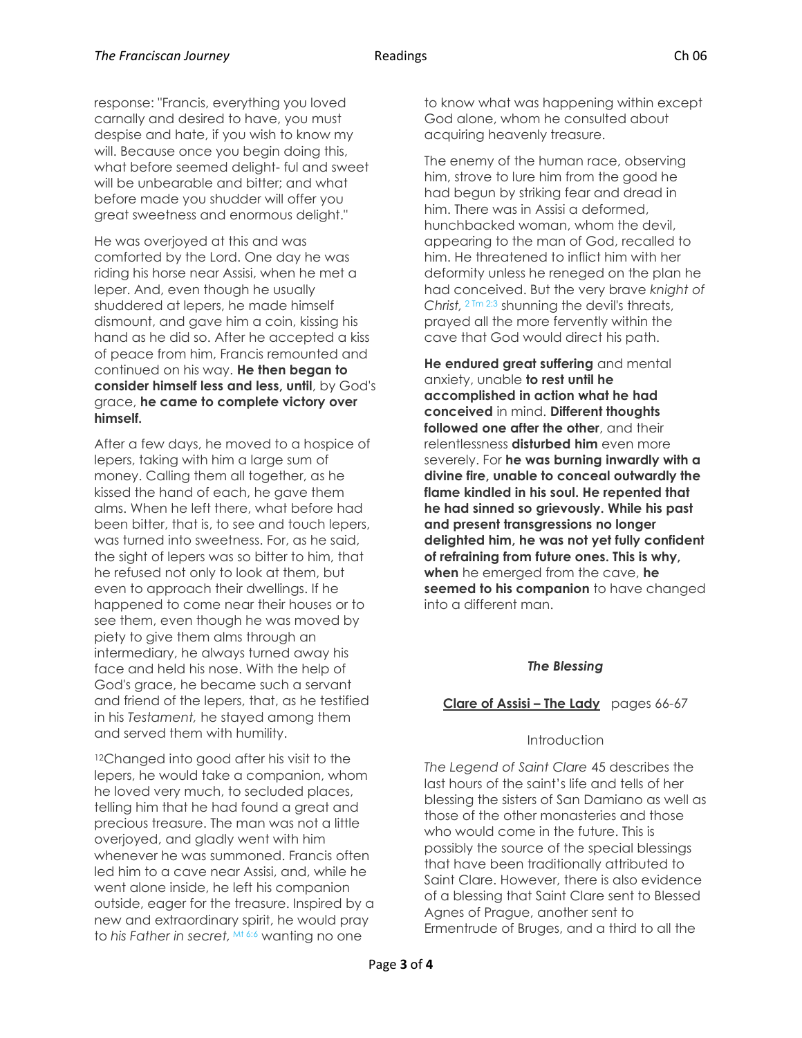response: "Francis, everything you loved carnally and desired to have, you must despise and hate, if you wish to know my will. Because once you begin doing this, what before seemed delight- ful and sweet will be unbearable and bitter; and what before made you shudder will offer you great sweetness and enormous delight."

He was overjoyed at this and was comforted by the Lord. One day he was riding his horse near Assisi, when he met a leper. And, even though he usually shuddered at lepers, he made himself dismount, and gave him a coin, kissing his hand as he did so. After he accepted a kiss of peace from him, Francis remounted and continued on his way. **He then began to consider himself less and less, until**, by God's grace, **he came to complete victory over himself.**

After a few days, he moved to a hospice of lepers, taking with him a large sum of money. Calling them all together, as he kissed the hand of each, he gave them alms. When he left there, what before had been bitter, that is, to see and touch lepers, was turned into sweetness. For, as he said, the sight of lepers was so bitter to him, that he refused not only to look at them, but even to approach their dwellings. If he happened to come near their houses or to see them, even though he was moved by piety to give them alms through an intermediary, he always turned away his face and held his nose. With the help of God's grace, he became such a servant and friend of the lepers, that, as he testified in his *Testament*, he stayed among them and served them with humility.

[12]Changed into good after his visit to the lepers, he would take a companion, whom he loved very much, to secluded places, telling him that he had found a great and precious treasure. The man was not a little overjoyed, and gladly went with him whenever he was summoned. Francis often led him to a cave near Assisi, and, while he went alone inside, he left his companion outside, eager for the treasure. Inspired by a new and extraordinary spirit, he would pray to *his Father in secret,* [Mt 6:6] wanting no one to know what was happening within except God alone, whom he consulted about acquiring heavenly treasure.

The enemy of the human race, observing him, strove to lure him from the good he had begun by striking fear and dread in him. There was in Assisi a deformed, hunchbacked woman, whom the devil, appearing to the man of God, recalled to him. He threatened to inflict him with her deformity unless he reneged on the plan he had conceived. But the very brave *knight of Christ*, [2 Tm 2:3] shunning the devil's threats, prayed all the more fervently within the cave that God would direct his path.

**He endured great suffering** and mental anxiety, unable **to rest until he accomplished in action what he had conceived** in mind. **Different thoughts followed one after the other**, and their relentlessness **disturbed him** even more severely. For **he was burning inwardly with a divine fire, unable to conceal outwardly the flame kindled in his soul. He repented that he had sinned so grievously. While his past and present transgressions no longer delighted him, he was not yet fully confident of refraining from future ones. This is why, when** he emerged from the cave, **he seemed to his companion** to have changed into a different man.

### *The Blessing*

**Clare of Assisi – The Lady** pages 66-67

Introduction

*The Legend of Saint Clare* 45 describes the last hours of the saint's life and tells of her blessing the sisters of San Damiano as well as those of the other monasteries and those who would come in the future. This is possibly the source of the special blessings that have been traditionally attributed to Saint Clare. However, there is also evidence of a blessing that Saint Clare sent to Blessed Agnes of Prague, another sent to Ermentrude of Bruges, and a third to all the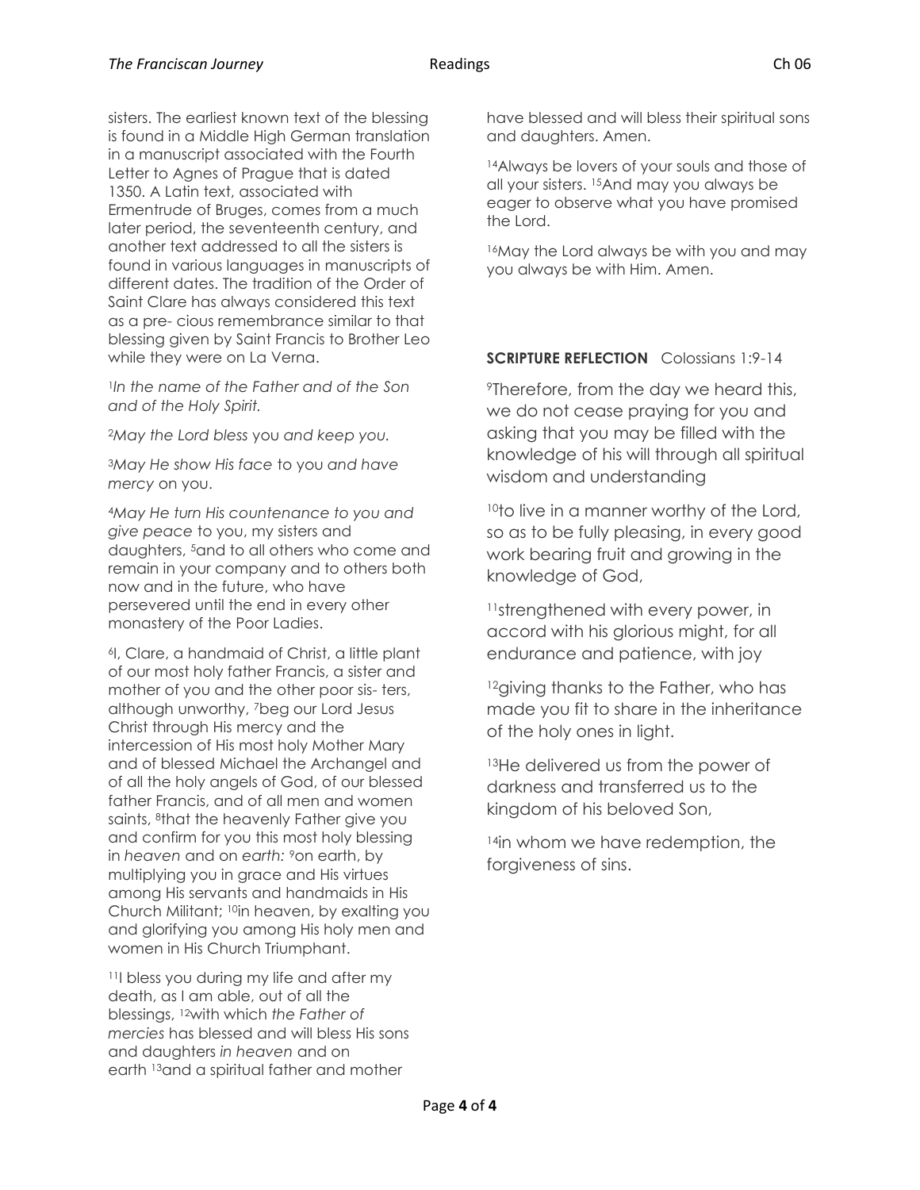sisters. The earliest known text of the blessing is found in a Middle High German translation in a manuscript associated with the Fourth Letter to Agnes of Prague that is dated 1350. A Latin text, associated with Ermentrude of Bruges, comes from a much later period, the seventeenth century, and another text addressed to all the sisters is found in various languages in manuscripts of different dates. The tradition of the Order of Saint Clare has always considered this text as a pre- cious remembrance similar to that blessing given by Saint Francis to Brother Leo while they were on La Verna.

[1]*In the name of the Father and of the Son and of the Holy Spirit.*

[2]*May the Lord bless* you *and keep you.*

[3]*May He show His face* to you *and have mercy* on you.

[4]*May He turn His countenance to you and give peace* to you, my sisters and daughters, [5]and to all others who come and remain in your company and to others both now and in the future, who have persevered until the end in every other monastery of the Poor Ladies.

[6]I, Clare, a handmaid of Christ, a little plant of our most holy father Francis, a sister and mother of you and the other poor sis- ters, although unworthy, [7]beg our Lord Jesus Christ through His mercy and the intercession of His most holy Mother Mary and of blessed Michael the Archangel and of all the holy angels of God, of our blessed father Francis, and of all men and women saints, [8]that the heavenly Father give you and confirm for you this most holy blessing in *heaven* and on *earth:* [9]on earth, by multiplying you in grace and His virtues among His servants and handmaids in His Church Militant; [10]in heaven, by exalting you and glorifying you among His holy men and women in His Church Triumphant.

[11]I bless you during my life and after my death, as I am able, out of all the blessings, [12]with which *the Father of mercies* has blessed and will bless His sons and daughters *in heaven* and on earth [13]and a spiritual father and mother have blessed and will bless their spiritual sons and daughters. Amen.

[14]Always be lovers of your souls and those of all your sisters. [15]And may you always be eager to observe what you have promised the Lord.

[16]May the Lord always be with you and may you always be with Him. Amen.

**SCRIPTURE REFLECTION** Colossians 1:9-14

[9]Therefore, from the day we heard this, we do not cease praying for you and asking that you may be filled with the knowledge of his will through all spiritual wisdom and understanding

[10]to live in a manner worthy of the Lord, so as to be fully pleasing, in every good work bearing fruit and growing in the knowledge of God,

[11]strengthened with every power, in accord with his glorious might, for all endurance and patience, with joy

[12]giving thanks to the Father, who has made you fit to share in the inheritance of the holy ones in light.

[13]He delivered us from the power of darkness and transferred us to the kingdom of his beloved Son,

[14]in whom we have redemption, the forgiveness of sins.